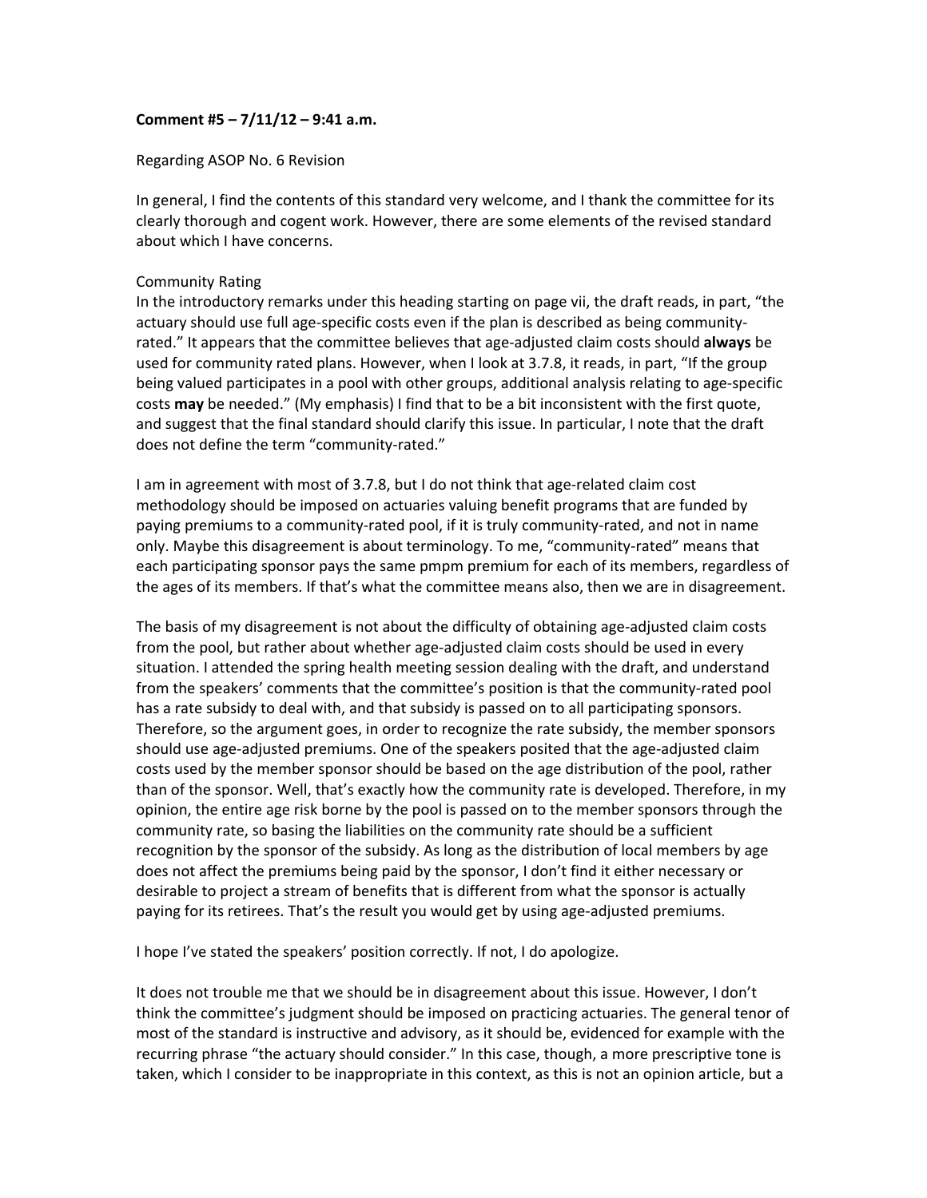**Comment #5 – 7/11/12 – 9:41 a.m.**

Regarding ASOP No. 6 Revision

In general, I find the contents of this standard very welcome, and I thank the committee for its clearly thorough and cogent work. However, there are some elements of the revised standard about which I have concerns.

Community Rating

In the introductory remarks under this heading starting on page vii, the draft reads, in part, "the actuary should use full age-specific costs even if the plan is described as being community-rated." It appears that the committee believes that age-adjusted claim costs should **always** be used for community rated plans. However, when I look at 3.7.8, it reads, in part, "If the group being valued participates in a pool with other groups, additional analysis relating to age-specific costs **may** be needed." (My emphasis) I find that to be a bit inconsistent with the first quote, and suggest that the final standard should clarify this issue. In particular, I note that the draft does not define the term "community-rated."

I am in agreement with most of 3.7.8, but I do not think that age-related claim cost methodology should be imposed on actuaries valuing benefit programs that are funded by paying premiums to a community-rated pool, if it is truly community-rated, and not in name only. Maybe this disagreement is about terminology. To me, "community-rated" means that each participating sponsor pays the same pmpm premium for each of its members, regardless of the ages of its members. If that's what the committee means also, then we are in disagreement.

The basis of my disagreement is not about the difficulty of obtaining age-adjusted claim costs from the pool, but rather about whether age-adjusted claim costs should be used in every situation. I attended the spring health meeting session dealing with the draft, and understand from the speakers' comments that the committee's position is that the community-rated pool has a rate subsidy to deal with, and that subsidy is passed on to all participating sponsors. Therefore, so the argument goes, in order to recognize the rate subsidy, the member sponsors should use age-adjusted premiums. One of the speakers posited that the age-adjusted claim costs used by the member sponsor should be based on the age distribution of the pool, rather than of the sponsor. Well, that's exactly how the community rate is developed. Therefore, in my opinion, the entire age risk borne by the pool is passed on to the member sponsors through the community rate, so basing the liabilities on the community rate should be a sufficient recognition by the sponsor of the subsidy. As long as the distribution of local members by age does not affect the premiums being paid by the sponsor, I don't find it either necessary or desirable to project a stream of benefits that is different from what the sponsor is actually paying for its retirees. That's the result you would get by using age-adjusted premiums.

I hope I've stated the speakers' position correctly. If not, I do apologize.

It does not trouble me that we should be in disagreement about this issue. However, I don't think the committee's judgment should be imposed on practicing actuaries. The general tenor of most of the standard is instructive and advisory, as it should be, evidenced for example with the recurring phrase "the actuary should consider." In this case, though, a more prescriptive tone is taken, which I consider to be inappropriate in this context, as this is not an opinion article, but a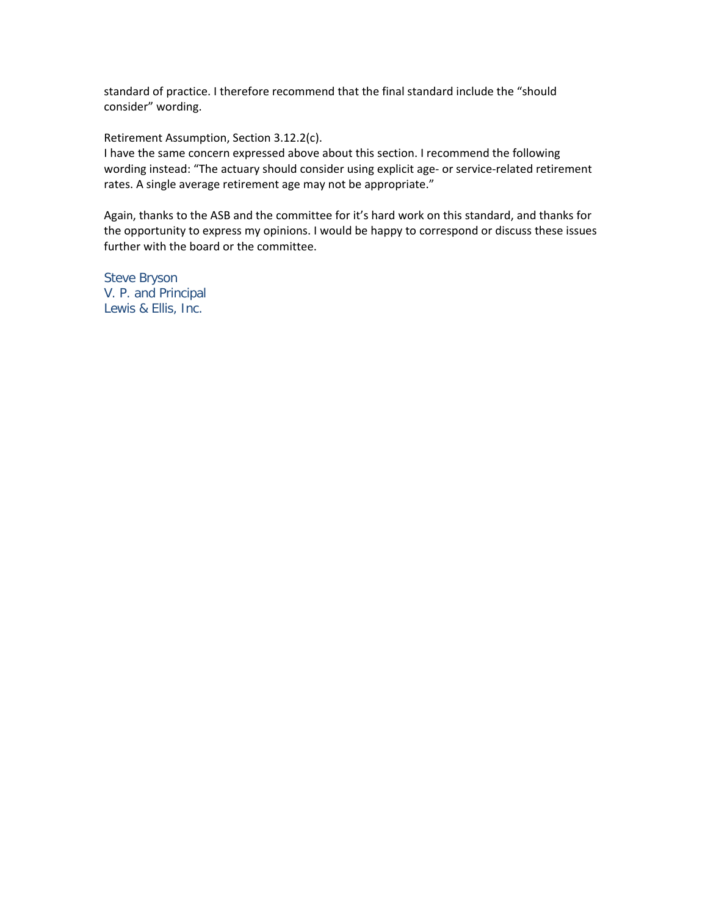standard of practice. I therefore recommend that the final standard include the “should consider” wording.

Retirement Assumption, Section 3.12.2(c).
I have the same concern expressed above about this section. I recommend the following wording instead: “The actuary should consider using explicit age- or service-related retirement rates. A single average retirement age may not be appropriate.”

Again, thanks to the ASB and the committee for it’s hard work on this standard, and thanks for the opportunity to express my opinions. I would be happy to correspond or discuss these issues further with the board or the committee.

Steve Bryson
V. P. and Principal
Lewis & Ellis, Inc.